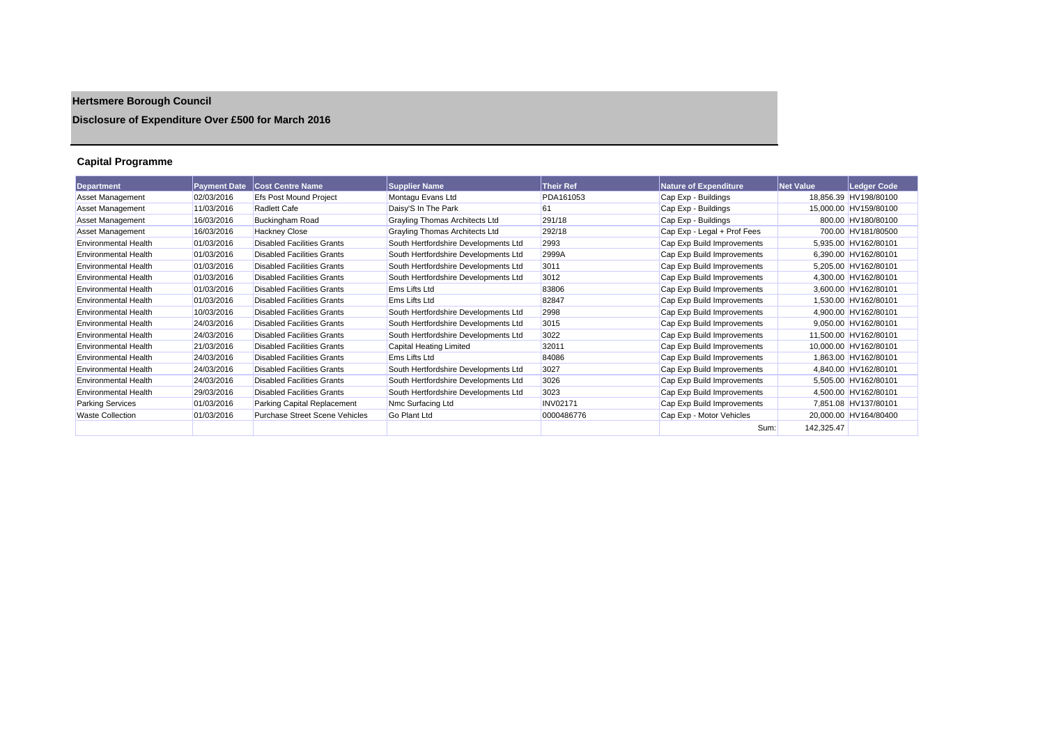# Hertsmere Borough Council

## Disclosure of Expenditure Over £500 for March 2016

### Capital Programme

| Department | Payment Date | Cost Centre Name | Supplier Name | Their Ref | Nature of Expenditure | Net Value | Ledger Code |
|---|---|---|---|---|---|---|---|
| Asset Management | 02/03/2016 | Efs Post Mound Project | Montagu Evans Ltd | PDA161053 | Cap Exp - Buildings | 18,856.39 | HV198/80100 |
| Asset Management | 11/03/2016 | Radlett Cafe | Daisy'S In The Park | 61 | Cap Exp - Buildings | 15,000.00 | HV159/80100 |
| Asset Management | 16/03/2016 | Buckingham Road | Grayling Thomas Architects Ltd | 291/18 | Cap Exp - Buildings | 800.00 | HV180/80100 |
| Asset Management | 16/03/2016 | Hackney Close | Grayling Thomas Architects Ltd | 292/18 | Cap Exp - Legal + Prof Fees | 700.00 | HV181/80500 |
| Environmental Health | 01/03/2016 | Disabled Facilities Grants | South Hertfordshire Developments Ltd | 2993 | Cap Exp Build Improvements | 5,935.00 | HV162/80101 |
| Environmental Health | 01/03/2016 | Disabled Facilities Grants | South Hertfordshire Developments Ltd | 2999A | Cap Exp Build Improvements | 6,390.00 | HV162/80101 |
| Environmental Health | 01/03/2016 | Disabled Facilities Grants | South Hertfordshire Developments Ltd | 3011 | Cap Exp Build Improvements | 5,205.00 | HV162/80101 |
| Environmental Health | 01/03/2016 | Disabled Facilities Grants | South Hertfordshire Developments Ltd | 3012 | Cap Exp Build Improvements | 4,300.00 | HV162/80101 |
| Environmental Health | 01/03/2016 | Disabled Facilities Grants | Ems Lifts Ltd | 83806 | Cap Exp Build Improvements | 3,600.00 | HV162/80101 |
| Environmental Health | 01/03/2016 | Disabled Facilities Grants | Ems Lifts Ltd | 82847 | Cap Exp Build Improvements | 1,530.00 | HV162/80101 |
| Environmental Health | 10/03/2016 | Disabled Facilities Grants | South Hertfordshire Developments Ltd | 2998 | Cap Exp Build Improvements | 4,900.00 | HV162/80101 |
| Environmental Health | 24/03/2016 | Disabled Facilities Grants | South Hertfordshire Developments Ltd | 3015 | Cap Exp Build Improvements | 9,050.00 | HV162/80101 |
| Environmental Health | 24/03/2016 | Disabled Facilities Grants | South Hertfordshire Developments Ltd | 3022 | Cap Exp Build Improvements | 11,500.00 | HV162/80101 |
| Environmental Health | 21/03/2016 | Disabled Facilities Grants | Capital Heating Limited | 32011 | Cap Exp Build Improvements | 10,000.00 | HV162/80101 |
| Environmental Health | 24/03/2016 | Disabled Facilities Grants | Ems Lifts Ltd | 84086 | Cap Exp Build Improvements | 1,863.00 | HV162/80101 |
| Environmental Health | 24/03/2016 | Disabled Facilities Grants | South Hertfordshire Developments Ltd | 3027 | Cap Exp Build Improvements | 4,840.00 | HV162/80101 |
| Environmental Health | 24/03/2016 | Disabled Facilities Grants | South Hertfordshire Developments Ltd | 3026 | Cap Exp Build Improvements | 5,505.00 | HV162/80101 |
| Environmental Health | 29/03/2016 | Disabled Facilities Grants | South Hertfordshire Developments Ltd | 3023 | Cap Exp Build Improvements | 4,500.00 | HV162/80101 |
| Parking Services | 01/03/2016 | Parking Capital Replacement | Nmc Surfacing Ltd | INV02171 | Cap Exp Build Improvements | 7,851.08 | HV137/80101 |
| Waste Collection | 01/03/2016 | Purchase Street Scene Vehicles | Go Plant Ltd | 0000486776 | Cap Exp - Motor Vehicles | 20,000.00 | HV164/80400 |
| | | | | | Sum: | 142,325.47 | |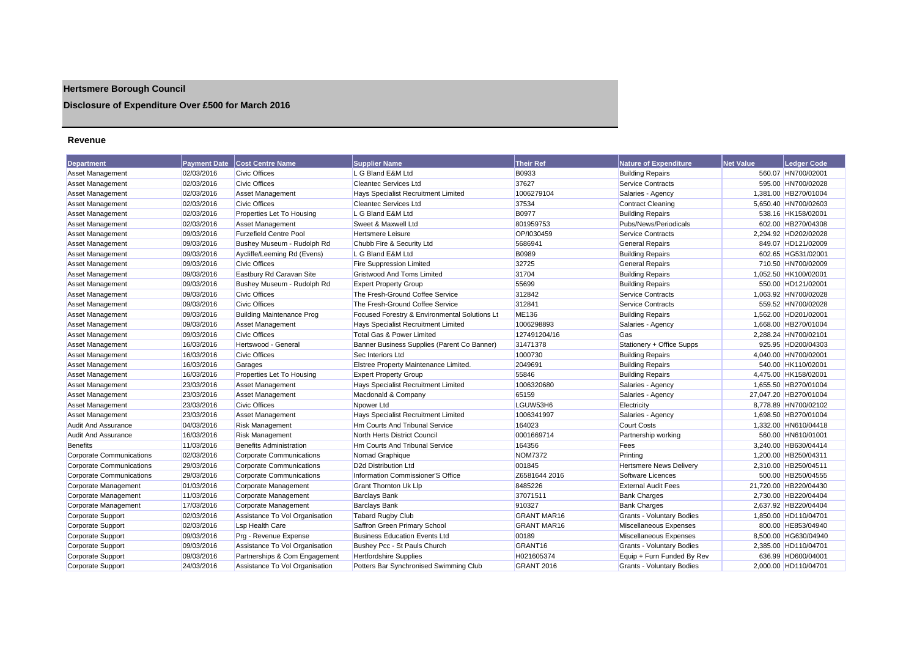# Hertsmere Borough Council

## Disclosure of Expenditure Over £500 for March 2016

### Revenue

| Department | Payment Date | Cost Centre Name | Supplier Name | Their Ref | Nature of Expenditure | Net Value | Ledger Code |
|---|---|---|---|---|---|---|---|
| Asset Management | 02/03/2016 | Civic Offices | L G Bland E&M Ltd | B0933 | Building Repairs | 560.07 | HN700/02001 |
| Asset Management | 02/03/2016 | Civic Offices | Cleantec Services Ltd | 37627 | Service Contracts | 595.00 | HN700/02028 |
| Asset Management | 02/03/2016 | Asset Management | Hays Specialist Recruitment Limited | 1006279104 | Salaries - Agency | 1,381.00 | HB270/01004 |
| Asset Management | 02/03/2016 | Civic Offices | Cleantec Services Ltd | 37534 | Contract Cleaning | 5,650.40 | HN700/02603 |
| Asset Management | 02/03/2016 | Properties Let To Housing | L G Bland E&M Ltd | B0977 | Building Repairs | 538.16 | HK158/02001 |
| Asset Management | 02/03/2016 | Asset Management | Sweet & Maxwell Ltd | 801959753 | Pubs/News/Periodicals | 602.00 | HB270/04308 |
| Asset Management | 09/03/2016 | Furzefield Centre Pool | Hertsmere Leisure | OP/I030459 | Service Contracts | 2,294.92 | HD202/02028 |
| Asset Management | 09/03/2016 | Bushey Museum - Rudolph Rd | Chubb Fire & Security Ltd | 5686941 | General Repairs | 849.07 | HD121/02009 |
| Asset Management | 09/03/2016 | Aycliffe/Leeming Rd (Evens) | L G Bland E&M Ltd | B0989 | Building Repairs | 602.65 | HG531/02001 |
| Asset Management | 09/03/2016 | Civic Offices | Fire Suppression Limited | 32725 | General Repairs | 710.50 | HN700/02009 |
| Asset Management | 09/03/2016 | Eastbury Rd Caravan Site | Gristwood And Toms Limited | 31704 | Building Repairs | 1,052.50 | HK100/02001 |
| Asset Management | 09/03/2016 | Bushey Museum - Rudolph Rd | Expert Property Group | 55699 | Building Repairs | 550.00 | HD121/02001 |
| Asset Management | 09/03/2016 | Civic Offices | The Fresh-Ground Coffee Service | 312842 | Service Contracts | 1,063.92 | HN700/02028 |
| Asset Management | 09/03/2016 | Civic Offices | The Fresh-Ground Coffee Service | 312841 | Service Contracts | 559.52 | HN700/02028 |
| Asset Management | 09/03/2016 | Building Maintenance Prog | Focused Forestry & Environmental Solutions Lt | ME136 | Building Repairs | 1,562.00 | HD201/02001 |
| Asset Management | 09/03/2016 | Asset Management | Hays Specialist Recruitment Limited | 1006298893 | Salaries - Agency | 1,668.00 | HB270/01004 |
| Asset Management | 09/03/2016 | Civic Offices | Total Gas & Power Limited | 127491204/16 | Gas | 2,288.24 | HN700/02101 |
| Asset Management | 16/03/2016 | Hertswood - General | Banner Business Supplies (Parent Co Banner) | 31471378 | Stationery + Office Supps | 925.95 | HD200/04303 |
| Asset Management | 16/03/2016 | Civic Offices | Sec Interiors Ltd | 1000730 | Building Repairs | 4,040.00 | HN700/02001 |
| Asset Management | 16/03/2016 | Garages | Elstree Property Maintenance Limited. | 2049691 | Building Repairs | 540.00 | HK110/02001 |
| Asset Management | 16/03/2016 | Properties Let To Housing | Expert Property Group | 55846 | Building Repairs | 4,475.00 | HK158/02001 |
| Asset Management | 23/03/2016 | Asset Management | Hays Specialist Recruitment Limited | 1006320680 | Salaries - Agency | 1,655.50 | HB270/01004 |
| Asset Management | 23/03/2016 | Asset Management | Macdonald & Company | 65159 | Salaries - Agency | 27,047.20 | HB270/01004 |
| Asset Management | 23/03/2016 | Civic Offices | Npower Ltd | LGUW53H6 | Electricity | 8,778.89 | HN700/02102 |
| Asset Management | 23/03/2016 | Asset Management | Hays Specialist Recruitment Limited | 1006341997 | Salaries - Agency | 1,698.50 | HB270/01004 |
| Audit And Assurance | 04/03/2016 | Risk Management | Hm Courts And Tribunal Service | 164023 | Court Costs | 1,332.00 | HN610/04418 |
| Audit And Assurance | 16/03/2016 | Risk Management | North Herts District Council | 0001669714 | Partnership working | 560.00 | HN610/01001 |
| Benefits | 11/03/2016 | Benefits Administration | Hm Courts And Tribunal Service | 164356 | Fees | 3,240.00 | HB630/04414 |
| Corporate Communications | 02/03/2016 | Corporate Communications | Nomad Graphique | NOM7372 | Printing | 1,200.00 | HB250/04311 |
| Corporate Communications | 29/03/2016 | Corporate Communications | D2d Distribution Ltd | 001845 | Hertsmere News Delivery | 2,310.00 | HB250/04511 |
| Corporate Communications | 29/03/2016 | Corporate Communications | Information Commissioner'S Office | Z6581644 2016 | Software Licences | 500.00 | HB250/04555 |
| Corporate Management | 01/03/2016 | Corporate Management | Grant Thornton Uk Llp | 8485226 | External Audit Fees | 21,720.00 | HB220/04430 |
| Corporate Management | 11/03/2016 | Corporate Management | Barclays Bank | 37071511 | Bank Charges | 2,730.00 | HB220/04404 |
| Corporate Management | 17/03/2016 | Corporate Management | Barclays Bank | 910327 | Bank Charges | 2,637.92 | HB220/04404 |
| Corporate Support | 02/03/2016 | Assistance To Vol Organisation | Tabard Rugby Club | GRANT MAR16 | Grants - Voluntary Bodies | 1,850.00 | HD110/04701 |
| Corporate Support | 02/03/2016 | Lsp Health Care | Saffron Green Primary School | GRANT MAR16 | Miscellaneous Expenses | 800.00 | HE853/04940 |
| Corporate Support | 09/03/2016 | Prg - Revenue Expense | Business Education Events Ltd | 00189 | Miscellaneous Expenses | 8,500.00 | HG630/04940 |
| Corporate Support | 09/03/2016 | Assistance To Vol Organisation | Bushey Pcc - St Pauls Church | GRANT16 | Grants - Voluntary Bodies | 2,385.00 | HD110/04701 |
| Corporate Support | 09/03/2016 | Partnerships & Com Engagement | Hertfordshire Supplies | H021605374 | Equip + Furn Funded By Rev | 636.99 | HD600/04001 |
| Corporate Support | 24/03/2016 | Assistance To Vol Organisation | Potters Bar Synchronised Swimming Club | GRANT 2016 | Grants - Voluntary Bodies | 2,000.00 | HD110/04701 |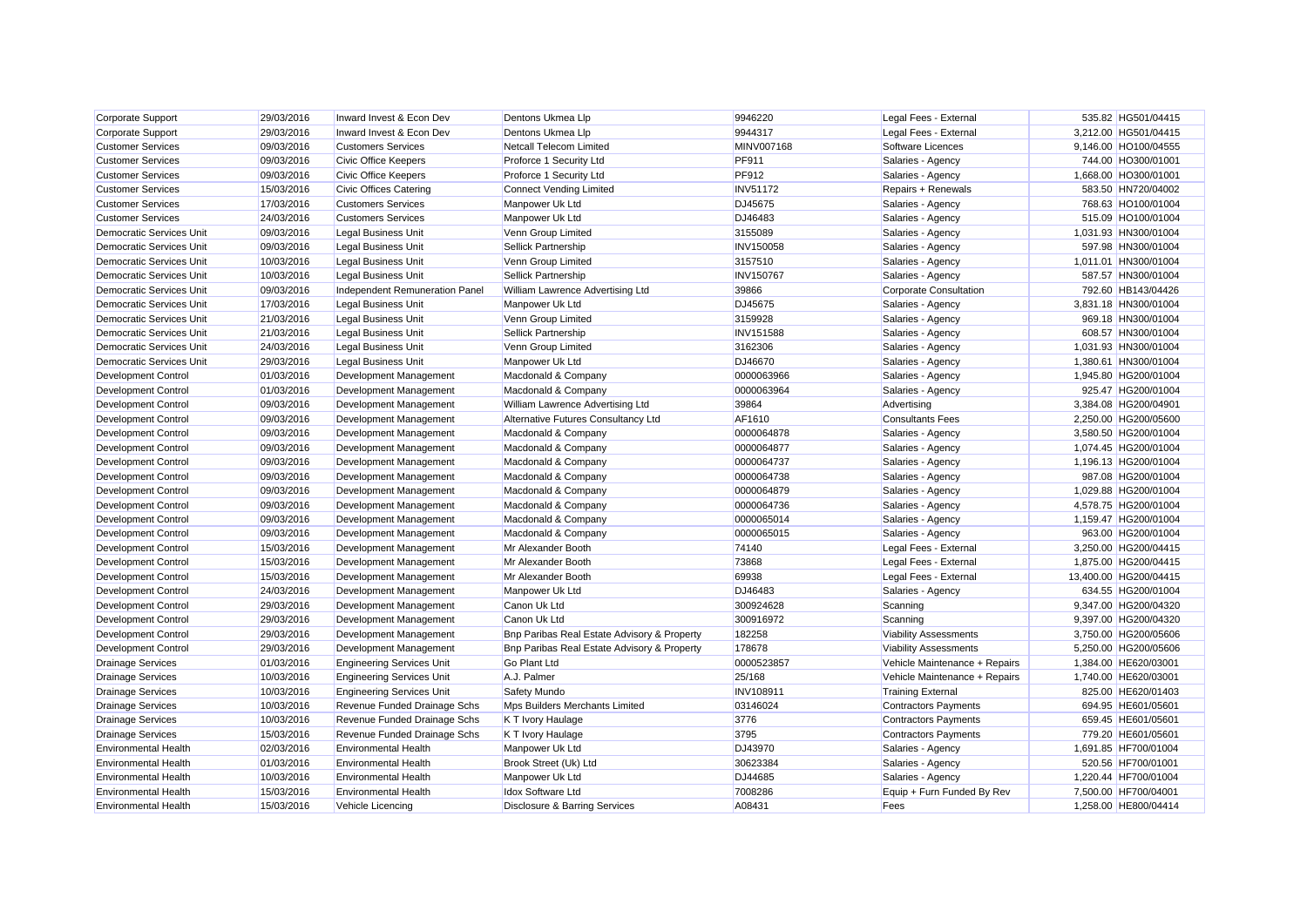| | | | | | | | |
|---|---|---|---|---|---|---|---|
| Corporate Support | 29/03/2016 | Inward Invest & Econ Dev | Dentons Ukmea Llp | 9946220 | Legal Fees - External | 535.82 | HG501/04415 |
| Corporate Support | 29/03/2016 | Inward Invest & Econ Dev | Dentons Ukmea Llp | 9944317 | Legal Fees - External | 3,212.00 | HG501/04415 |
| Customer Services | 09/03/2016 | Customers Services | Netcall Telecom Limited | MINV007168 | Software Licences | 9,146.00 | HO100/04555 |
| Customer Services | 09/03/2016 | Civic Office Keepers | Proforce 1 Security Ltd | PF911 | Salaries - Agency | 744.00 | HO300/01001 |
| Customer Services | 09/03/2016 | Civic Office Keepers | Proforce 1 Security Ltd | PF912 | Salaries - Agency | 1,668.00 | HO300/01001 |
| Customer Services | 15/03/2016 | Civic Offices Catering | Connect Vending Limited | INV51172 | Repairs + Renewals | 583.50 | HN720/04002 |
| Customer Services | 17/03/2016 | Customers Services | Manpower Uk Ltd | DJ45675 | Salaries - Agency | 768.63 | HO100/01004 |
| Customer Services | 24/03/2016 | Customers Services | Manpower Uk Ltd | DJ46483 | Salaries - Agency | 515.09 | HO100/01004 |
| Democratic Services Unit | 09/03/2016 | Legal Business Unit | Venn Group Limited | 3155089 | Salaries - Agency | 1,031.93 | HN300/01004 |
| Democratic Services Unit | 09/03/2016 | Legal Business Unit | Sellick Partnership | INV150058 | Salaries - Agency | 597.98 | HN300/01004 |
| Democratic Services Unit | 10/03/2016 | Legal Business Unit | Venn Group Limited | 3157510 | Salaries - Agency | 1,011.01 | HN300/01004 |
| Democratic Services Unit | 10/03/2016 | Legal Business Unit | Sellick Partnership | INV150767 | Salaries - Agency | 587.57 | HN300/01004 |
| Democratic Services Unit | 09/03/2016 | Independent Remuneration Panel | William Lawrence Advertising Ltd | 39866 | Corporate Consultation | 792.60 | HB143/04426 |
| Democratic Services Unit | 17/03/2016 | Legal Business Unit | Manpower Uk Ltd | DJ45675 | Salaries - Agency | 3,831.18 | HN300/01004 |
| Democratic Services Unit | 21/03/2016 | Legal Business Unit | Venn Group Limited | 3159928 | Salaries - Agency | 969.18 | HN300/01004 |
| Democratic Services Unit | 21/03/2016 | Legal Business Unit | Sellick Partnership | INV151588 | Salaries - Agency | 608.57 | HN300/01004 |
| Democratic Services Unit | 24/03/2016 | Legal Business Unit | Venn Group Limited | 3162306 | Salaries - Agency | 1,031.93 | HN300/01004 |
| Democratic Services Unit | 29/03/2016 | Legal Business Unit | Manpower Uk Ltd | DJ46670 | Salaries - Agency | 1,380.61 | HN300/01004 |
| Development Control | 01/03/2016 | Development Management | Macdonald & Company | 0000063966 | Salaries - Agency | 1,945.80 | HG200/01004 |
| Development Control | 01/03/2016 | Development Management | Macdonald & Company | 0000063964 | Salaries - Agency | 925.47 | HG200/01004 |
| Development Control | 09/03/2016 | Development Management | William Lawrence Advertising Ltd | 39864 | Advertising | 3,384.08 | HG200/04901 |
| Development Control | 09/03/2016 | Development Management | Alternative Futures Consultancy Ltd | AF1610 | Consultants Fees | 2,250.00 | HG200/05600 |
| Development Control | 09/03/2016 | Development Management | Macdonald & Company | 0000064878 | Salaries - Agency | 3,580.50 | HG200/01004 |
| Development Control | 09/03/2016 | Development Management | Macdonald & Company | 0000064877 | Salaries - Agency | 1,074.45 | HG200/01004 |
| Development Control | 09/03/2016 | Development Management | Macdonald & Company | 0000064737 | Salaries - Agency | 1,196.13 | HG200/01004 |
| Development Control | 09/03/2016 | Development Management | Macdonald & Company | 0000064738 | Salaries - Agency | 987.08 | HG200/01004 |
| Development Control | 09/03/2016 | Development Management | Macdonald & Company | 0000064879 | Salaries - Agency | 1,029.88 | HG200/01004 |
| Development Control | 09/03/2016 | Development Management | Macdonald & Company | 0000064736 | Salaries - Agency | 4,578.75 | HG200/01004 |
| Development Control | 09/03/2016 | Development Management | Macdonald & Company | 0000065014 | Salaries - Agency | 1,159.47 | HG200/01004 |
| Development Control | 09/03/2016 | Development Management | Macdonald & Company | 0000065015 | Salaries - Agency | 963.00 | HG200/01004 |
| Development Control | 15/03/2016 | Development Management | Mr Alexander Booth | 74140 | Legal Fees - External | 3,250.00 | HG200/04415 |
| Development Control | 15/03/2016 | Development Management | Mr Alexander Booth | 73868 | Legal Fees - External | 1,875.00 | HG200/04415 |
| Development Control | 15/03/2016 | Development Management | Mr Alexander Booth | 69938 | Legal Fees - External | 13,400.00 | HG200/04415 |
| Development Control | 24/03/2016 | Development Management | Manpower Uk Ltd | DJ46483 | Salaries - Agency | 634.55 | HG200/01004 |
| Development Control | 29/03/2016 | Development Management | Canon Uk Ltd | 300924628 | Scanning | 9,347.00 | HG200/04320 |
| Development Control | 29/03/2016 | Development Management | Canon Uk Ltd | 300916972 | Scanning | 9,397.00 | HG200/04320 |
| Development Control | 29/03/2016 | Development Management | Bnp Paribas Real Estate Advisory & Property | 182258 | Viability Assessments | 3,750.00 | HG200/05606 |
| Development Control | 29/03/2016 | Development Management | Bnp Paribas Real Estate Advisory & Property | 178678 | Viability Assessments | 5,250.00 | HG200/05606 |
| Drainage Services | 01/03/2016 | Engineering Services Unit | Go Plant Ltd | 0000523857 | Vehicle Maintenance + Repairs | 1,384.00 | HE620/03001 |
| Drainage Services | 10/03/2016 | Engineering Services Unit | A.J. Palmer | 25/168 | Vehicle Maintenance + Repairs | 1,740.00 | HE620/03001 |
| Drainage Services | 10/03/2016 | Engineering Services Unit | Safety Mundo | INV108911 | Training External | 825.00 | HE620/01403 |
| Drainage Services | 10/03/2016 | Revenue Funded Drainage Schs | Mps Builders Merchants Limited | 03146024 | Contractors Payments | 694.95 | HE601/05601 |
| Drainage Services | 10/03/2016 | Revenue Funded Drainage Schs | K T Ivory Haulage | 3776 | Contractors Payments | 659.45 | HE601/05601 |
| Drainage Services | 15/03/2016 | Revenue Funded Drainage Schs | K T Ivory Haulage | 3795 | Contractors Payments | 779.20 | HE601/05601 |
| Environmental Health | 02/03/2016 | Environmental Health | Manpower Uk Ltd | DJ43970 | Salaries - Agency | 1,691.85 | HF700/01004 |
| Environmental Health | 01/03/2016 | Environmental Health | Brook Street (Uk) Ltd | 30623384 | Salaries - Agency | 520.56 | HF700/01001 |
| Environmental Health | 10/03/2016 | Environmental Health | Manpower Uk Ltd | DJ44685 | Salaries - Agency | 1,220.44 | HF700/01004 |
| Environmental Health | 15/03/2016 | Environmental Health | Idox Software Ltd | 7008286 | Equip + Furn Funded By Rev | 7,500.00 | HF700/04001 |
| Environmental Health | 15/03/2016 | Vehicle Licencing | Disclosure & Barring Services | A08431 | Fees | 1,258.00 | HE800/04414 |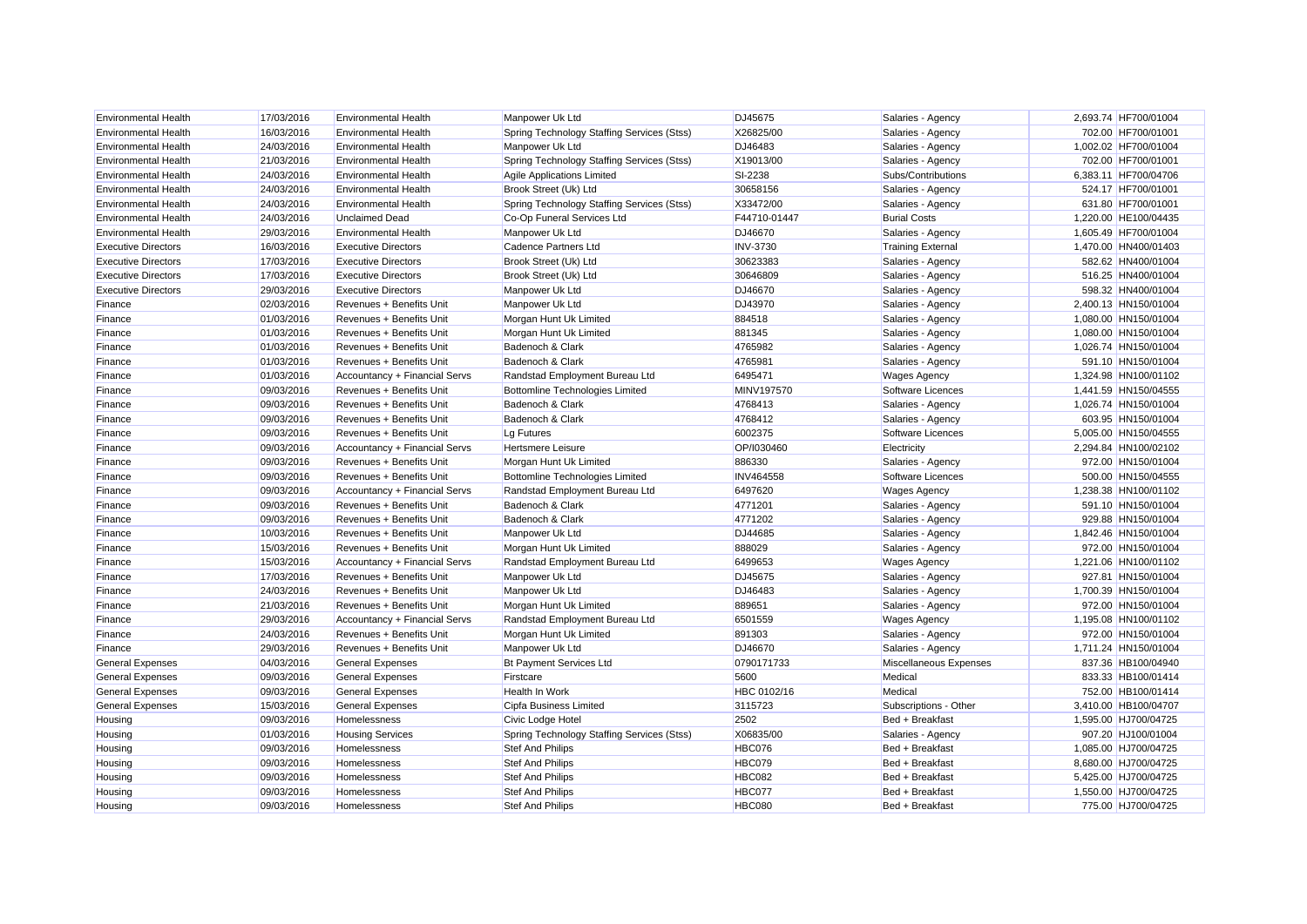| | | | | | | | |
|---|---|---|---|---|---|---|---|
| Environmental Health | 17/03/2016 | Environmental Health | Manpower Uk Ltd | DJ45675 | Salaries - Agency | 2,693.74 | HF700/01004 |
| Environmental Health | 16/03/2016 | Environmental Health | Spring Technology Staffing Services (Stss) | X26825/00 | Salaries - Agency | 702.00 | HF700/01001 |
| Environmental Health | 24/03/2016 | Environmental Health | Manpower Uk Ltd | DJ46483 | Salaries - Agency | 1,002.02 | HF700/01004 |
| Environmental Health | 21/03/2016 | Environmental Health | Spring Technology Staffing Services (Stss) | X19013/00 | Salaries - Agency | 702.00 | HF700/01001 |
| Environmental Health | 24/03/2016 | Environmental Health | Agile Applications Limited | SI-2238 | Subs/Contributions | 6,383.11 | HF700/04706 |
| Environmental Health | 24/03/2016 | Environmental Health | Brook Street (Uk) Ltd | 30658156 | Salaries - Agency | 524.17 | HF700/01001 |
| Environmental Health | 24/03/2016 | Environmental Health | Spring Technology Staffing Services (Stss) | X33472/00 | Salaries - Agency | 631.80 | HF700/01001 |
| Environmental Health | 24/03/2016 | Unclaimed Dead | Co-Op Funeral Services Ltd | F44710-01447 | Burial Costs | 1,220.00 | HE100/04435 |
| Environmental Health | 29/03/2016 | Environmental Health | Manpower Uk Ltd | DJ46670 | Salaries - Agency | 1,605.49 | HF700/01004 |
| Executive Directors | 16/03/2016 | Executive Directors | Cadence Partners Ltd | INV-3730 | Training External | 1,470.00 | HN400/01403 |
| Executive Directors | 17/03/2016 | Executive Directors | Brook Street (Uk) Ltd | 30623383 | Salaries - Agency | 582.62 | HN400/01004 |
| Executive Directors | 17/03/2016 | Executive Directors | Brook Street (Uk) Ltd | 30646809 | Salaries - Agency | 516.25 | HN400/01004 |
| Executive Directors | 29/03/2016 | Executive Directors | Manpower Uk Ltd | DJ46670 | Salaries - Agency | 598.32 | HN400/01004 |
| Finance | 02/03/2016 | Revenues + Benefits Unit | Manpower Uk Ltd | DJ43970 | Salaries - Agency | 2,400.13 | HN150/01004 |
| Finance | 01/03/2016 | Revenues + Benefits Unit | Morgan Hunt Uk Limited | 884518 | Salaries - Agency | 1,080.00 | HN150/01004 |
| Finance | 01/03/2016 | Revenues + Benefits Unit | Morgan Hunt Uk Limited | 881345 | Salaries - Agency | 1,080.00 | HN150/01004 |
| Finance | 01/03/2016 | Revenues + Benefits Unit | Badenoch & Clark | 4765982 | Salaries - Agency | 1,026.74 | HN150/01004 |
| Finance | 01/03/2016 | Revenues + Benefits Unit | Badenoch & Clark | 4765981 | Salaries - Agency | 591.10 | HN150/01004 |
| Finance | 01/03/2016 | Accountancy + Financial Servs | Randstad Employment Bureau Ltd | 6495471 | Wages Agency | 1,324.98 | HN100/01102 |
| Finance | 09/03/2016 | Revenues + Benefits Unit | Bottomline Technologies Limited | MINV197570 | Software Licences | 1,441.59 | HN150/04555 |
| Finance | 09/03/2016 | Revenues + Benefits Unit | Badenoch & Clark | 4768413 | Salaries - Agency | 1,026.74 | HN150/01004 |
| Finance | 09/03/2016 | Revenues + Benefits Unit | Badenoch & Clark | 4768412 | Salaries - Agency | 603.95 | HN150/01004 |
| Finance | 09/03/2016 | Revenues + Benefits Unit | Lg Futures | 6002375 | Software Licences | 5,005.00 | HN150/04555 |
| Finance | 09/03/2016 | Accountancy + Financial Servs | Hertsmere Leisure | OP/I030460 | Electricity | 2,294.84 | HN100/02102 |
| Finance | 09/03/2016 | Revenues + Benefits Unit | Morgan Hunt Uk Limited | 886330 | Salaries - Agency | 972.00 | HN150/01004 |
| Finance | 09/03/2016 | Revenues + Benefits Unit | Bottomline Technologies Limited | INV464558 | Software Licences | 500.00 | HN150/04555 |
| Finance | 09/03/2016 | Accountancy + Financial Servs | Randstad Employment Bureau Ltd | 6497620 | Wages Agency | 1,238.38 | HN100/01102 |
| Finance | 09/03/2016 | Revenues + Benefits Unit | Badenoch & Clark | 4771201 | Salaries - Agency | 591.10 | HN150/01004 |
| Finance | 09/03/2016 | Revenues + Benefits Unit | Badenoch & Clark | 4771202 | Salaries - Agency | 929.88 | HN150/01004 |
| Finance | 10/03/2016 | Revenues + Benefits Unit | Manpower Uk Ltd | DJ44685 | Salaries - Agency | 1,842.46 | HN150/01004 |
| Finance | 15/03/2016 | Revenues + Benefits Unit | Morgan Hunt Uk Limited | 888029 | Salaries - Agency | 972.00 | HN150/01004 |
| Finance | 15/03/2016 | Accountancy + Financial Servs | Randstad Employment Bureau Ltd | 6499653 | Wages Agency | 1,221.06 | HN100/01102 |
| Finance | 17/03/2016 | Revenues + Benefits Unit | Manpower Uk Ltd | DJ45675 | Salaries - Agency | 927.81 | HN150/01004 |
| Finance | 24/03/2016 | Revenues + Benefits Unit | Manpower Uk Ltd | DJ46483 | Salaries - Agency | 1,700.39 | HN150/01004 |
| Finance | 21/03/2016 | Revenues + Benefits Unit | Morgan Hunt Uk Limited | 889651 | Salaries - Agency | 972.00 | HN150/01004 |
| Finance | 29/03/2016 | Accountancy + Financial Servs | Randstad Employment Bureau Ltd | 6501559 | Wages Agency | 1,195.08 | HN100/01102 |
| Finance | 24/03/2016 | Revenues + Benefits Unit | Morgan Hunt Uk Limited | 891303 | Salaries - Agency | 972.00 | HN150/01004 |
| Finance | 29/03/2016 | Revenues + Benefits Unit | Manpower Uk Ltd | DJ46670 | Salaries - Agency | 1,711.24 | HN150/01004 |
| General Expenses | 04/03/2016 | General Expenses | Bt Payment Services Ltd | 0790171733 | Miscellaneous Expenses | 837.36 | HB100/04940 |
| General Expenses | 09/03/2016 | General Expenses | Firstcare | 5600 | Medical | 833.33 | HB100/01414 |
| General Expenses | 09/03/2016 | General Expenses | Health In Work | HBC 0102/16 | Medical | 752.00 | HB100/01414 |
| General Expenses | 15/03/2016 | General Expenses | Cipfa Business Limited | 3115723 | Subscriptions - Other | 3,410.00 | HB100/04707 |
| Housing | 09/03/2016 | Homelessness | Civic Lodge Hotel | 2502 | Bed + Breakfast | 1,595.00 | HJ700/04725 |
| Housing | 01/03/2016 | Housing Services | Spring Technology Staffing Services (Stss) | X06835/00 | Salaries - Agency | 907.20 | HJ100/01004 |
| Housing | 09/03/2016 | Homelessness | Stef And Philips | HBC076 | Bed + Breakfast | 1,085.00 | HJ700/04725 |
| Housing | 09/03/2016 | Homelessness | Stef And Philips | HBC079 | Bed + Breakfast | 8,680.00 | HJ700/04725 |
| Housing | 09/03/2016 | Homelessness | Stef And Philips | HBC082 | Bed + Breakfast | 5,425.00 | HJ700/04725 |
| Housing | 09/03/2016 | Homelessness | Stef And Philips | HBC077 | Bed + Breakfast | 1,550.00 | HJ700/04725 |
| Housing | 09/03/2016 | Homelessness | Stef And Philips | HBC080 | Bed + Breakfast | 775.00 | HJ700/04725 |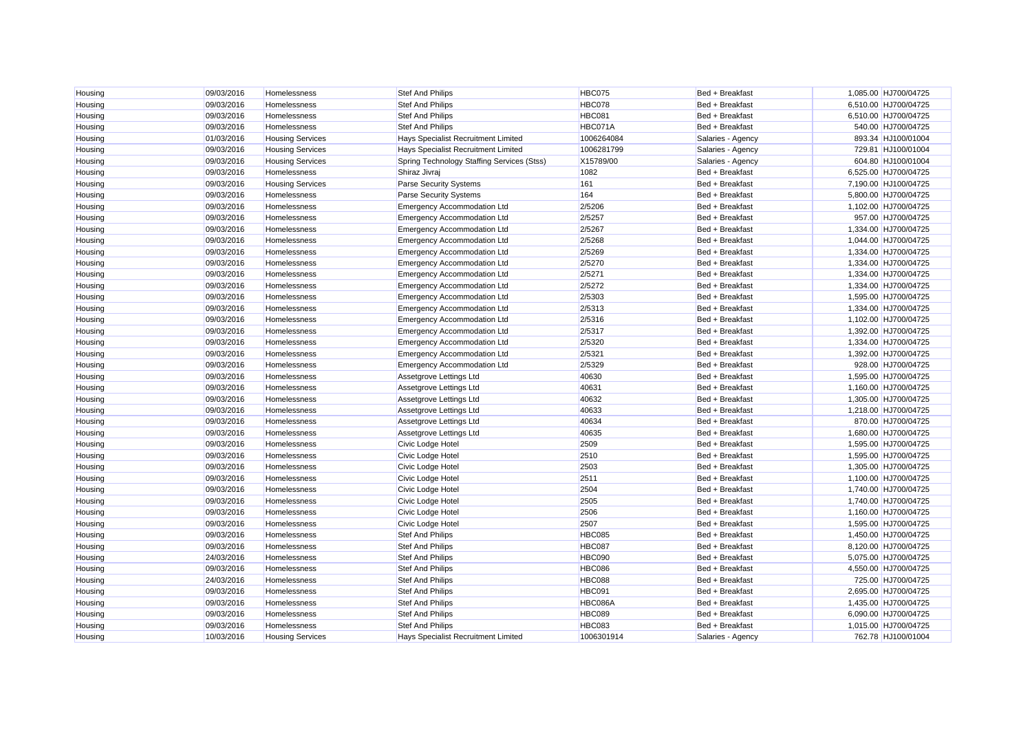| Housing | 09/03/2016 | Homelessness | Stef And Philips | HBC075 | Bed + Breakfast | 1,085.00 | HJ700/04725 |
|---|---|---|---|---|---|---|---|
| Housing | 09/03/2016 | Homelessness | Stef And Philips | HBC078 | Bed + Breakfast | 6,510.00 | HJ700/04725 |
| Housing | 09/03/2016 | Homelessness | Stef And Philips | HBC081 | Bed + Breakfast | 6,510.00 | HJ700/04725 |
| Housing | 09/03/2016 | Homelessness | Stef And Philips | HBC071A | Bed + Breakfast | 540.00 | HJ700/04725 |
| Housing | 01/03/2016 | Housing Services | Hays Specialist Recruitment Limited | 1006264084 | Salaries - Agency | 893.34 | HJ100/01004 |
| Housing | 09/03/2016 | Housing Services | Hays Specialist Recruitment Limited | 1006281799 | Salaries - Agency | 729.81 | HJ100/01004 |
| Housing | 09/03/2016 | Housing Services | Spring Technology Staffing Services (Stss) | X15789/00 | Salaries - Agency | 604.80 | HJ100/01004 |
| Housing | 09/03/2016 | Homelessness | Shiraz Jivraj | 1082 | Bed + Breakfast | 6,525.00 | HJ700/04725 |
| Housing | 09/03/2016 | Housing Services | Parse Security Systems | 161 | Bed + Breakfast | 7,190.00 | HJ100/04725 |
| Housing | 09/03/2016 | Homelessness | Parse Security Systems | 164 | Bed + Breakfast | 5,800.00 | HJ700/04725 |
| Housing | 09/03/2016 | Homelessness | Emergency Accommodation Ltd | 2/5206 | Bed + Breakfast | 1,102.00 | HJ700/04725 |
| Housing | 09/03/2016 | Homelessness | Emergency Accommodation Ltd | 2/5257 | Bed + Breakfast | 957.00 | HJ700/04725 |
| Housing | 09/03/2016 | Homelessness | Emergency Accommodation Ltd | 2/5267 | Bed + Breakfast | 1,334.00 | HJ700/04725 |
| Housing | 09/03/2016 | Homelessness | Emergency Accommodation Ltd | 2/5268 | Bed + Breakfast | 1,044.00 | HJ700/04725 |
| Housing | 09/03/2016 | Homelessness | Emergency Accommodation Ltd | 2/5269 | Bed + Breakfast | 1,334.00 | HJ700/04725 |
| Housing | 09/03/2016 | Homelessness | Emergency Accommodation Ltd | 2/5270 | Bed + Breakfast | 1,334.00 | HJ700/04725 |
| Housing | 09/03/2016 | Homelessness | Emergency Accommodation Ltd | 2/5271 | Bed + Breakfast | 1,334.00 | HJ700/04725 |
| Housing | 09/03/2016 | Homelessness | Emergency Accommodation Ltd | 2/5272 | Bed + Breakfast | 1,334.00 | HJ700/04725 |
| Housing | 09/03/2016 | Homelessness | Emergency Accommodation Ltd | 2/5303 | Bed + Breakfast | 1,595.00 | HJ700/04725 |
| Housing | 09/03/2016 | Homelessness | Emergency Accommodation Ltd | 2/5313 | Bed + Breakfast | 1,334.00 | HJ700/04725 |
| Housing | 09/03/2016 | Homelessness | Emergency Accommodation Ltd | 2/5316 | Bed + Breakfast | 1,102.00 | HJ700/04725 |
| Housing | 09/03/2016 | Homelessness | Emergency Accommodation Ltd | 2/5317 | Bed + Breakfast | 1,392.00 | HJ700/04725 |
| Housing | 09/03/2016 | Homelessness | Emergency Accommodation Ltd | 2/5320 | Bed + Breakfast | 1,334.00 | HJ700/04725 |
| Housing | 09/03/2016 | Homelessness | Emergency Accommodation Ltd | 2/5321 | Bed + Breakfast | 1,392.00 | HJ700/04725 |
| Housing | 09/03/2016 | Homelessness | Emergency Accommodation Ltd | 2/5329 | Bed + Breakfast | 928.00 | HJ700/04725 |
| Housing | 09/03/2016 | Homelessness | Assetgrove Lettings Ltd | 40630 | Bed + Breakfast | 1,595.00 | HJ700/04725 |
| Housing | 09/03/2016 | Homelessness | Assetgrove Lettings Ltd | 40631 | Bed + Breakfast | 1,160.00 | HJ700/04725 |
| Housing | 09/03/2016 | Homelessness | Assetgrove Lettings Ltd | 40632 | Bed + Breakfast | 1,305.00 | HJ700/04725 |
| Housing | 09/03/2016 | Homelessness | Assetgrove Lettings Ltd | 40633 | Bed + Breakfast | 1,218.00 | HJ700/04725 |
| Housing | 09/03/2016 | Homelessness | Assetgrove Lettings Ltd | 40634 | Bed + Breakfast | 870.00 | HJ700/04725 |
| Housing | 09/03/2016 | Homelessness | Assetgrove Lettings Ltd | 40635 | Bed + Breakfast | 1,680.00 | HJ700/04725 |
| Housing | 09/03/2016 | Homelessness | Civic Lodge Hotel | 2509 | Bed + Breakfast | 1,595.00 | HJ700/04725 |
| Housing | 09/03/2016 | Homelessness | Civic Lodge Hotel | 2510 | Bed + Breakfast | 1,595.00 | HJ700/04725 |
| Housing | 09/03/2016 | Homelessness | Civic Lodge Hotel | 2503 | Bed + Breakfast | 1,305.00 | HJ700/04725 |
| Housing | 09/03/2016 | Homelessness | Civic Lodge Hotel | 2511 | Bed + Breakfast | 1,100.00 | HJ700/04725 |
| Housing | 09/03/2016 | Homelessness | Civic Lodge Hotel | 2504 | Bed + Breakfast | 1,740.00 | HJ700/04725 |
| Housing | 09/03/2016 | Homelessness | Civic Lodge Hotel | 2505 | Bed + Breakfast | 1,740.00 | HJ700/04725 |
| Housing | 09/03/2016 | Homelessness | Civic Lodge Hotel | 2506 | Bed + Breakfast | 1,160.00 | HJ700/04725 |
| Housing | 09/03/2016 | Homelessness | Civic Lodge Hotel | 2507 | Bed + Breakfast | 1,595.00 | HJ700/04725 |
| Housing | 09/03/2016 | Homelessness | Stef And Philips | HBC085 | Bed + Breakfast | 1,450.00 | HJ700/04725 |
| Housing | 09/03/2016 | Homelessness | Stef And Philips | HBC087 | Bed + Breakfast | 8,120.00 | HJ700/04725 |
| Housing | 24/03/2016 | Homelessness | Stef And Philips | HBC090 | Bed + Breakfast | 5,075.00 | HJ700/04725 |
| Housing | 09/03/2016 | Homelessness | Stef And Philips | HBC086 | Bed + Breakfast | 4,550.00 | HJ700/04725 |
| Housing | 24/03/2016 | Homelessness | Stef And Philips | HBC088 | Bed + Breakfast | 725.00 | HJ700/04725 |
| Housing | 09/03/2016 | Homelessness | Stef And Philips | HBC091 | Bed + Breakfast | 2,695.00 | HJ700/04725 |
| Housing | 09/03/2016 | Homelessness | Stef And Philips | HBC086A | Bed + Breakfast | 1,435.00 | HJ700/04725 |
| Housing | 09/03/2016 | Homelessness | Stef And Philips | HBC089 | Bed + Breakfast | 6,090.00 | HJ700/04725 |
| Housing | 09/03/2016 | Homelessness | Stef And Philips | HBC083 | Bed + Breakfast | 1,015.00 | HJ700/04725 |
| Housing | 10/03/2016 | Housing Services | Hays Specialist Recruitment Limited | 1006301914 | Salaries - Agency | 762.78 | HJ100/01004 |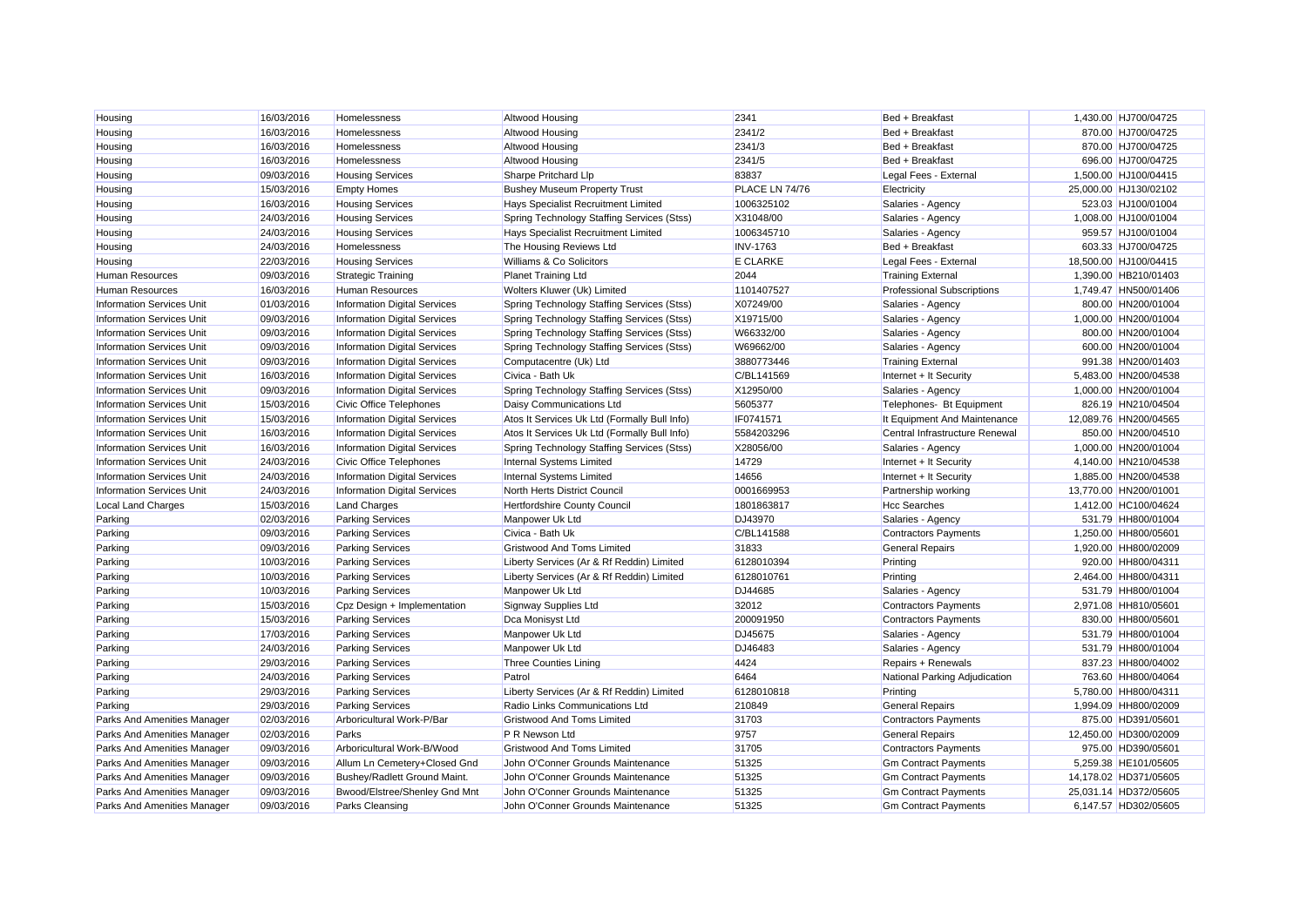| | | | | | | | |
|---|---|---|---|---|---|---|---|
| Housing | 16/03/2016 | Homelessness | Altwood Housing | 2341 | Bed + Breakfast | 1,430.00 | HJ700/04725 |
| Housing | 16/03/2016 | Homelessness | Altwood Housing | 2341/2 | Bed + Breakfast | 870.00 | HJ700/04725 |
| Housing | 16/03/2016 | Homelessness | Altwood Housing | 2341/3 | Bed + Breakfast | 870.00 | HJ700/04725 |
| Housing | 16/03/2016 | Homelessness | Altwood Housing | 2341/5 | Bed + Breakfast | 696.00 | HJ700/04725 |
| Housing | 09/03/2016 | Housing Services | Sharpe Pritchard Llp | 83837 | Legal Fees - External | 1,500.00 | HJ100/04415 |
| Housing | 15/03/2016 | Empty Homes | Bushey Museum Property Trust | PLACE LN 74/76 | Electricity | 25,000.00 | HJ130/02102 |
| Housing | 16/03/2016 | Housing Services | Hays Specialist Recruitment Limited | 1006325102 | Salaries - Agency | 523.03 | HJ100/01004 |
| Housing | 24/03/2016 | Housing Services | Spring Technology Staffing Services (Stss) | X31048/00 | Salaries - Agency | 1,008.00 | HJ100/01004 |
| Housing | 24/03/2016 | Housing Services | Hays Specialist Recruitment Limited | 1006345710 | Salaries - Agency | 959.57 | HJ100/01004 |
| Housing | 24/03/2016 | Homelessness | The Housing Reviews Ltd | INV-1763 | Bed + Breakfast | 603.33 | HJ700/04725 |
| Housing | 22/03/2016 | Housing Services | Williams & Co Solicitors | E CLARKE | Legal Fees - External | 18,500.00 | HJ100/04415 |
| Human Resources | 09/03/2016 | Strategic Training | Planet Training Ltd | 2044 | Training External | 1,390.00 | HB210/01403 |
| Human Resources | 16/03/2016 | Human Resources | Wolters Kluwer (Uk) Limited | 1101407527 | Professional Subscriptions | 1,749.47 | HN500/01406 |
| Information Services Unit | 01/03/2016 | Information Digital Services | Spring Technology Staffing Services (Stss) | X07249/00 | Salaries - Agency | 800.00 | HN200/01004 |
| Information Services Unit | 09/03/2016 | Information Digital Services | Spring Technology Staffing Services (Stss) | X19715/00 | Salaries - Agency | 1,000.00 | HN200/01004 |
| Information Services Unit | 09/03/2016 | Information Digital Services | Spring Technology Staffing Services (Stss) | W66332/00 | Salaries - Agency | 800.00 | HN200/01004 |
| Information Services Unit | 09/03/2016 | Information Digital Services | Spring Technology Staffing Services (Stss) | W69662/00 | Salaries - Agency | 600.00 | HN200/01004 |
| Information Services Unit | 09/03/2016 | Information Digital Services | Computacentre (Uk) Ltd | 3880773446 | Training External | 991.38 | HN200/01403 |
| Information Services Unit | 16/03/2016 | Information Digital Services | Civica - Bath Uk | C/BL141569 | Internet + It Security | 5,483.00 | HN200/04538 |
| Information Services Unit | 09/03/2016 | Information Digital Services | Spring Technology Staffing Services (Stss) | X12950/00 | Salaries - Agency | 1,000.00 | HN200/01004 |
| Information Services Unit | 15/03/2016 | Civic Office Telephones | Daisy Communications Ltd | 5605377 | Telephones- Bt Equipment | 826.19 | HN210/04504 |
| Information Services Unit | 15/03/2016 | Information Digital Services | Atos It Services Uk Ltd (Formally Bull Info) | IF0741571 | It Equipment And Maintenance | 12,089.76 | HN200/04565 |
| Information Services Unit | 16/03/2016 | Information Digital Services | Atos It Services Uk Ltd (Formally Bull Info) | 5584203296 | Central Infrastructure Renewal | 850.00 | HN200/04510 |
| Information Services Unit | 16/03/2016 | Information Digital Services | Spring Technology Staffing Services (Stss) | X28056/00 | Salaries - Agency | 1,000.00 | HN200/01004 |
| Information Services Unit | 24/03/2016 | Civic Office Telephones | Internal Systems Limited | 14729 | Internet + It Security | 4,140.00 | HN210/04538 |
| Information Services Unit | 24/03/2016 | Information Digital Services | Internal Systems Limited | 14656 | Internet + It Security | 1,885.00 | HN200/04538 |
| Information Services Unit | 24/03/2016 | Information Digital Services | North Herts District Council | 0001669953 | Partnership working | 13,770.00 | HN200/01001 |
| Local Land Charges | 15/03/2016 | Land Charges | Hertfordshire County Council | 1801863817 | Hcc Searches | 1,412.00 | HC100/04624 |
| Parking | 02/03/2016 | Parking Services | Manpower Uk Ltd | DJ43970 | Salaries - Agency | 531.79 | HH800/01004 |
| Parking | 09/03/2016 | Parking Services | Civica - Bath Uk | C/BL141588 | Contractors Payments | 1,250.00 | HH800/05601 |
| Parking | 09/03/2016 | Parking Services | Gristwood And Toms Limited | 31833 | General Repairs | 1,920.00 | HH800/02009 |
| Parking | 10/03/2016 | Parking Services | Liberty Services (Ar & Rf Reddin) Limited | 6128010394 | Printing | 920.00 | HH800/04311 |
| Parking | 10/03/2016 | Parking Services | Liberty Services (Ar & Rf Reddin) Limited | 6128010761 | Printing | 2,464.00 | HH800/04311 |
| Parking | 10/03/2016 | Parking Services | Manpower Uk Ltd | DJ44685 | Salaries - Agency | 531.79 | HH800/01004 |
| Parking | 15/03/2016 | Cpz Design + Implementation | Signway Supplies Ltd | 32012 | Contractors Payments | 2,971.08 | HH810/05601 |
| Parking | 15/03/2016 | Parking Services | Dca Monisyst Ltd | 200091950 | Contractors Payments | 830.00 | HH800/05601 |
| Parking | 17/03/2016 | Parking Services | Manpower Uk Ltd | DJ45675 | Salaries - Agency | 531.79 | HH800/01004 |
| Parking | 24/03/2016 | Parking Services | Manpower Uk Ltd | DJ46483 | Salaries - Agency | 531.79 | HH800/01004 |
| Parking | 29/03/2016 | Parking Services | Three Counties Lining | 4424 | Repairs + Renewals | 837.23 | HH800/04002 |
| Parking | 24/03/2016 | Parking Services | Patrol | 6464 | National Parking Adjudication | 763.60 | HH800/04064 |
| Parking | 29/03/2016 | Parking Services | Liberty Services (Ar & Rf Reddin) Limited | 6128010818 | Printing | 5,780.00 | HH800/04311 |
| Parking | 29/03/2016 | Parking Services | Radio Links Communications Ltd | 210849 | General Repairs | 1,994.09 | HH800/02009 |
| Parks And Amenities Manager | 02/03/2016 | Arboricultural Work-P/Bar | Gristwood And Toms Limited | 31703 | Contractors Payments | 875.00 | HD391/05601 |
| Parks And Amenities Manager | 02/03/2016 | Parks | P R Newson Ltd | 9757 | General Repairs | 12,450.00 | HD300/02009 |
| Parks And Amenities Manager | 09/03/2016 | Arboricultural Work-B/Wood | Gristwood And Toms Limited | 31705 | Contractors Payments | 975.00 | HD390/05601 |
| Parks And Amenities Manager | 09/03/2016 | Allum Ln Cemetery+Closed Gnd | John O'Conner Grounds Maintenance | 51325 | Gm Contract Payments | 5,259.38 | HE101/05605 |
| Parks And Amenities Manager | 09/03/2016 | Bushey/Radlett Ground Maint. | John O'Conner Grounds Maintenance | 51325 | Gm Contract Payments | 14,178.02 | HD371/05605 |
| Parks And Amenities Manager | 09/03/2016 | Bwood/Elstree/Shenley Gnd Mnt | John O'Conner Grounds Maintenance | 51325 | Gm Contract Payments | 25,031.14 | HD372/05605 |
| Parks And Amenities Manager | 09/03/2016 | Parks Cleansing | John O'Conner Grounds Maintenance | 51325 | Gm Contract Payments | 6,147.57 | HD302/05605 |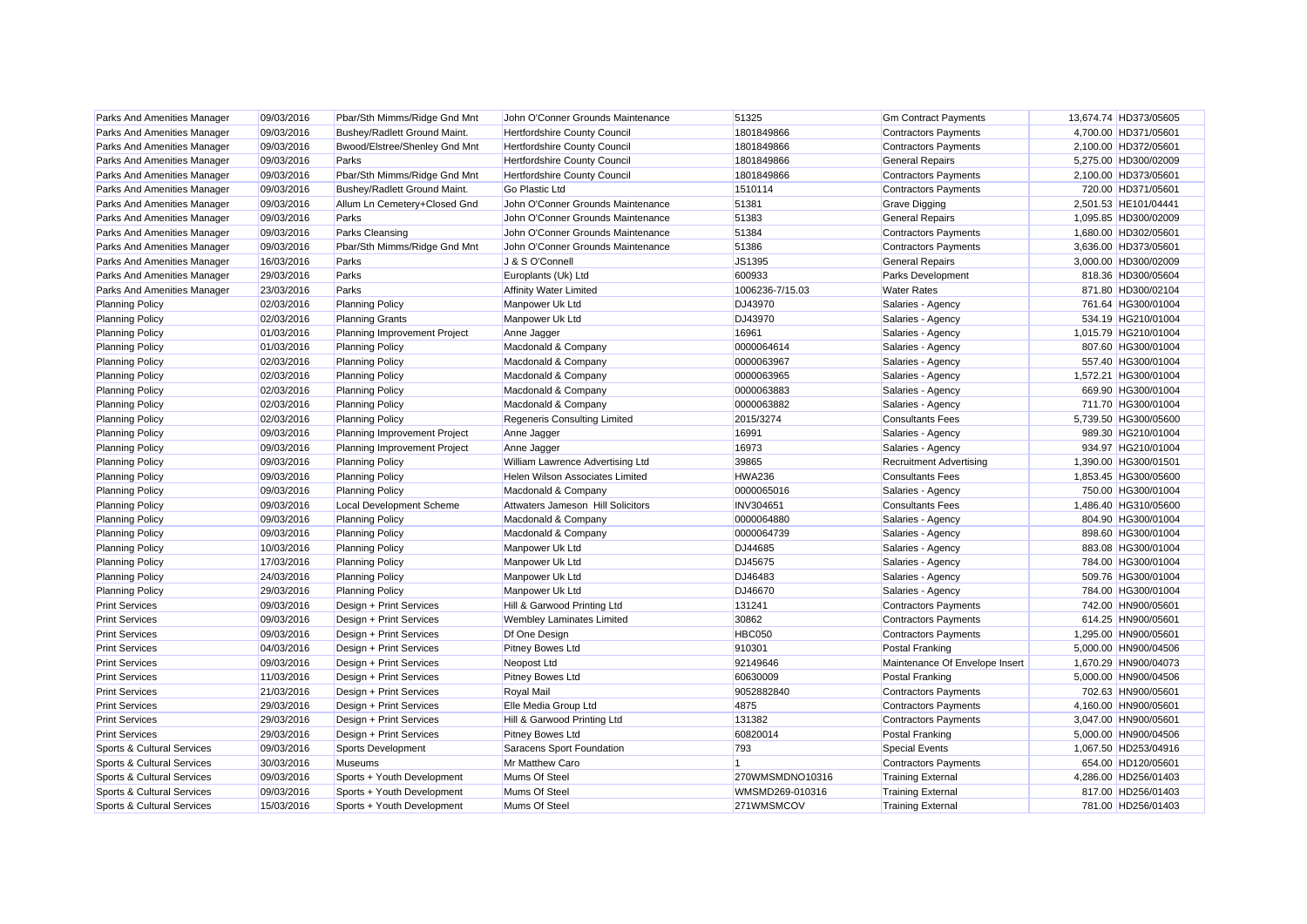| Parks And Amenities Manager | 09/03/2016 | Pbar/Sth Mimms/Ridge Gnd Mnt | John O'Conner Grounds Maintenance | 51325 | Gm Contract Payments | 13,674.74 | HD373/05605 |
|---|---|---|---|---|---|---|---|
| Parks And Amenities Manager | 09/03/2016 | Bushey/Radlett Ground Maint. | Hertfordshire County Council | 1801849866 | Contractors Payments | 4,700.00 | HD371/05601 |
| Parks And Amenities Manager | 09/03/2016 | Bwood/Elstree/Shenley Gnd Mnt | Hertfordshire County Council | 1801849866 | Contractors Payments | 2,100.00 | HD372/05601 |
| Parks And Amenities Manager | 09/03/2016 | Parks | Hertfordshire County Council | 1801849866 | General Repairs | 5,275.00 | HD300/02009 |
| Parks And Amenities Manager | 09/03/2016 | Pbar/Sth Mimms/Ridge Gnd Mnt | Hertfordshire County Council | 1801849866 | Contractors Payments | 2,100.00 | HD373/05601 |
| Parks And Amenities Manager | 09/03/2016 | Bushey/Radlett Ground Maint. | Go Plastic Ltd | 1510114 | Contractors Payments | 720.00 | HD371/05601 |
| Parks And Amenities Manager | 09/03/2016 | Allum Ln Cemetery+Closed Gnd | John O'Conner Grounds Maintenance | 51381 | Grave Digging | 2,501.53 | HE101/04441 |
| Parks And Amenities Manager | 09/03/2016 | Parks | John O'Conner Grounds Maintenance | 51383 | General Repairs | 1,095.85 | HD300/02009 |
| Parks And Amenities Manager | 09/03/2016 | Parks Cleansing | John O'Conner Grounds Maintenance | 51384 | Contractors Payments | 1,680.00 | HD302/05601 |
| Parks And Amenities Manager | 09/03/2016 | Pbar/Sth Mimms/Ridge Gnd Mnt | John O'Conner Grounds Maintenance | 51386 | Contractors Payments | 3,636.00 | HD373/05601 |
| Parks And Amenities Manager | 16/03/2016 | Parks | J & S O'Connell | JS1395 | General Repairs | 3,000.00 | HD300/02009 |
| Parks And Amenities Manager | 29/03/2016 | Parks | Europlants (Uk) Ltd | 600933 | Parks Development | 818.36 | HD300/05604 |
| Parks And Amenities Manager | 23/03/2016 | Parks | Affinity Water Limited | 1006236-7/15.03 | Water Rates | 871.80 | HD300/02104 |
| Planning Policy | 02/03/2016 | Planning Policy | Manpower Uk Ltd | DJ43970 | Salaries - Agency | 761.64 | HG300/01004 |
| Planning Policy | 02/03/2016 | Planning Grants | Manpower Uk Ltd | DJ43970 | Salaries - Agency | 534.19 | HG210/01004 |
| Planning Policy | 01/03/2016 | Planning Improvement Project | Anne Jagger | 16961 | Salaries - Agency | 1,015.79 | HG210/01004 |
| Planning Policy | 01/03/2016 | Planning Policy | Macdonald & Company | 0000064614 | Salaries - Agency | 807.60 | HG300/01004 |
| Planning Policy | 02/03/2016 | Planning Policy | Macdonald & Company | 0000063967 | Salaries - Agency | 557.40 | HG300/01004 |
| Planning Policy | 02/03/2016 | Planning Policy | Macdonald & Company | 0000063965 | Salaries - Agency | 1,572.21 | HG300/01004 |
| Planning Policy | 02/03/2016 | Planning Policy | Macdonald & Company | 0000063883 | Salaries - Agency | 669.90 | HG300/01004 |
| Planning Policy | 02/03/2016 | Planning Policy | Macdonald & Company | 0000063882 | Salaries - Agency | 711.70 | HG300/01004 |
| Planning Policy | 02/03/2016 | Planning Policy | Regeneris Consulting Limited | 2015/3274 | Consultants Fees | 5,739.50 | HG300/05600 |
| Planning Policy | 09/03/2016 | Planning Improvement Project | Anne Jagger | 16991 | Salaries - Agency | 989.30 | HG210/01004 |
| Planning Policy | 09/03/2016 | Planning Improvement Project | Anne Jagger | 16973 | Salaries - Agency | 934.97 | HG210/01004 |
| Planning Policy | 09/03/2016 | Planning Policy | William Lawrence Advertising Ltd | 39865 | Recruitment Advertising | 1,390.00 | HG300/01501 |
| Planning Policy | 09/03/2016 | Planning Policy | Helen Wilson Associates Limited | HWA236 | Consultants Fees | 1,853.45 | HG300/05600 |
| Planning Policy | 09/03/2016 | Planning Policy | Macdonald & Company | 0000065016 | Salaries - Agency | 750.00 | HG300/01004 |
| Planning Policy | 09/03/2016 | Local Development Scheme | Attwaters Jameson Hill Solicitors | INV304651 | Consultants Fees | 1,486.40 | HG310/05600 |
| Planning Policy | 09/03/2016 | Planning Policy | Macdonald & Company | 0000064880 | Salaries - Agency | 804.90 | HG300/01004 |
| Planning Policy | 09/03/2016 | Planning Policy | Macdonald & Company | 0000064739 | Salaries - Agency | 898.60 | HG300/01004 |
| Planning Policy | 10/03/2016 | Planning Policy | Manpower Uk Ltd | DJ44685 | Salaries - Agency | 883.08 | HG300/01004 |
| Planning Policy | 17/03/2016 | Planning Policy | Manpower Uk Ltd | DJ45675 | Salaries - Agency | 784.00 | HG300/01004 |
| Planning Policy | 24/03/2016 | Planning Policy | Manpower Uk Ltd | DJ46483 | Salaries - Agency | 509.76 | HG300/01004 |
| Planning Policy | 29/03/2016 | Planning Policy | Manpower Uk Ltd | DJ46670 | Salaries - Agency | 784.00 | HG300/01004 |
| Print Services | 09/03/2016 | Design + Print Services | Hill & Garwood Printing Ltd | 131241 | Contractors Payments | 742.00 | HN900/05601 |
| Print Services | 09/03/2016 | Design + Print Services | Wembley Laminates Limited | 30862 | Contractors Payments | 614.25 | HN900/05601 |
| Print Services | 09/03/2016 | Design + Print Services | Df One Design | HBC050 | Contractors Payments | 1,295.00 | HN900/05601 |
| Print Services | 04/03/2016 | Design + Print Services | Pitney Bowes Ltd | 910301 | Postal Franking | 5,000.00 | HN900/04506 |
| Print Services | 09/03/2016 | Design + Print Services | Neopost Ltd | 92149646 | Maintenance Of Envelope Insert | 1,670.29 | HN900/04073 |
| Print Services | 11/03/2016 | Design + Print Services | Pitney Bowes Ltd | 60630009 | Postal Franking | 5,000.00 | HN900/04506 |
| Print Services | 21/03/2016 | Design + Print Services | Royal Mail | 9052882840 | Contractors Payments | 702.63 | HN900/05601 |
| Print Services | 29/03/2016 | Design + Print Services | Elle Media Group Ltd | 4875 | Contractors Payments | 4,160.00 | HN900/05601 |
| Print Services | 29/03/2016 | Design + Print Services | Hill & Garwood Printing Ltd | 131382 | Contractors Payments | 3,047.00 | HN900/05601 |
| Print Services | 29/03/2016 | Design + Print Services | Pitney Bowes Ltd | 60820014 | Postal Franking | 5,000.00 | HN900/04506 |
| Sports & Cultural Services | 09/03/2016 | Sports Development | Saracens Sport Foundation | 793 | Special Events | 1,067.50 | HD253/04916 |
| Sports & Cultural Services | 30/03/2016 | Museums | Mr Matthew Caro | 1 | Contractors Payments | 654.00 | HD120/05601 |
| Sports & Cultural Services | 09/03/2016 | Sports + Youth Development | Mums Of Steel | 270WMSMDNO10316 | Training External | 4,286.00 | HD256/01403 |
| Sports & Cultural Services | 09/03/2016 | Sports + Youth Development | Mums Of Steel | WMSMD269-010316 | Training External | 817.00 | HD256/01403 |
| Sports & Cultural Services | 15/03/2016 | Sports + Youth Development | Mums Of Steel | 271WMSMCOV | Training External | 781.00 | HD256/01403 |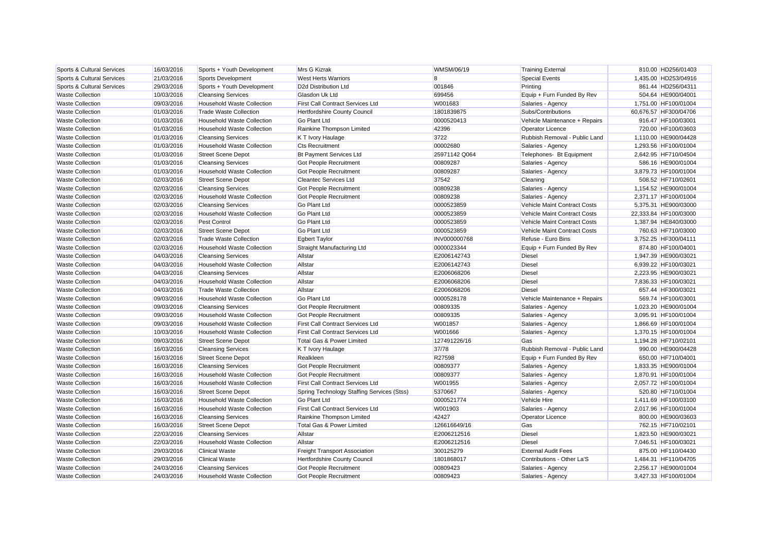| Sports & Cultural Services | 16/03/2016 | Sports + Youth Development | Mrs G Kizrak | WMSM/06/19 | Training External | 810.00 | HD256/01403 |
|---|---|---|---|---|---|---|---|
| Sports & Cultural Services | 21/03/2016 | Sports Development | West Herts Warriors | 8 | Special Events | 1,435.00 | HD253/04916 |
| Sports & Cultural Services | 29/03/2016 | Sports + Youth Development | D2d Distribution Ltd | 001846 | Printing | 861.44 | HD256/04311 |
| Waste Collection | 10/03/2016 | Cleansing Services | Glasdon Uk Ltd | 699456 | Equip + Furn Funded By Rev | 504.64 | HE900/04001 |
| Waste Collection | 09/03/2016 | Household Waste Collection | First Call Contract Services Ltd | W001683 | Salaries - Agency | 1,751.00 | HF100/01004 |
| Waste Collection | 01/03/2016 | Trade Waste Collection | Hertfordshire County Council | 1801839875 | Subs/Contributions | 60,676.57 | HF300/04706 |
| Waste Collection | 01/03/2016 | Household Waste Collection | Go Plant Ltd | 0000520413 | Vehicle Maintenance + Repairs | 916.47 | HF100/03001 |
| Waste Collection | 01/03/2016 | Household Waste Collection | Rainkine Thompson Limited | 42396 | Operator Licence | 720.00 | HF100/03603 |
| Waste Collection | 01/03/2016 | Cleansing Services | K T Ivory Haulage | 3722 | Rubbish Removal - Public Land | 1,110.00 | HE900/04428 |
| Waste Collection | 01/03/2016 | Household Waste Collection | Cts Recruitment | 00002680 | Salaries - Agency | 1,293.56 | HF100/01004 |
| Waste Collection | 01/03/2016 | Street Scene Depot | Bt Payment Services Ltd | 25971142 Q064 | Telephones- Bt Equipment | 2,642.95 | HF710/04504 |
| Waste Collection | 01/03/2016 | Cleansing Services | Got People Recruitment | 00809287 | Salaries - Agency | 586.16 | HE900/01004 |
| Waste Collection | 01/03/2016 | Household Waste Collection | Got People Recruitment | 00809287 | Salaries - Agency | 3,879.73 | HF100/01004 |
| Waste Collection | 02/03/2016 | Street Scene Depot | Cleantec Services Ltd | 37542 | Cleaning | 508.52 | HF710/02601 |
| Waste Collection | 02/03/2016 | Cleansing Services | Got People Recruitment | 00809238 | Salaries - Agency | 1,154.52 | HE900/01004 |
| Waste Collection | 02/03/2016 | Household Waste Collection | Got People Recruitment | 00809238 | Salaries - Agency | 2,371.17 | HF100/01004 |
| Waste Collection | 02/03/2016 | Cleansing Services | Go Plant Ltd | 0000523859 | Vehicle Maint Contract Costs | 5,375.31 | HE900/03000 |
| Waste Collection | 02/03/2016 | Household Waste Collection | Go Plant Ltd | 0000523859 | Vehicle Maint Contract Costs | 22,333.84 | HF100/03000 |
| Waste Collection | 02/03/2016 | Pest Control | Go Plant Ltd | 0000523859 | Vehicle Maint Contract Costs | 1,387.94 | HE840/03000 |
| Waste Collection | 02/03/2016 | Street Scene Depot | Go Plant Ltd | 0000523859 | Vehicle Maint Contract Costs | 760.63 | HF710/03000 |
| Waste Collection | 02/03/2016 | Trade Waste Collection | Egbert Taylor | INV000000768 | Refuse - Euro Bins | 3,752.25 | HF300/04111 |
| Waste Collection | 02/03/2016 | Household Waste Collection | Straight Manufacturing Ltd | 0000023344 | Equip + Furn Funded By Rev | 874.80 | HF100/04001 |
| Waste Collection | 04/03/2016 | Cleansing Services | Allstar | E2006142743 | Diesel | 1,947.39 | HE900/03021 |
| Waste Collection | 04/03/2016 | Household Waste Collection | Allstar | E2006142743 | Diesel | 6,939.22 | HF100/03021 |
| Waste Collection | 04/03/2016 | Cleansing Services | Allstar | E2006068206 | Diesel | 2,223.95 | HE900/03021 |
| Waste Collection | 04/03/2016 | Household Waste Collection | Allstar | E2006068206 | Diesel | 7,836.33 | HF100/03021 |
| Waste Collection | 04/03/2016 | Trade Waste Collection | Allstar | E2006068206 | Diesel | 657.44 | HF300/03021 |
| Waste Collection | 09/03/2016 | Household Waste Collection | Go Plant Ltd | 0000528178 | Vehicle Maintenance + Repairs | 569.74 | HF100/03001 |
| Waste Collection | 09/03/2016 | Cleansing Services | Got People Recruitment | 00809335 | Salaries - Agency | 1,023.20 | HE900/01004 |
| Waste Collection | 09/03/2016 | Household Waste Collection | Got People Recruitment | 00809335 | Salaries - Agency | 3,095.91 | HF100/01004 |
| Waste Collection | 09/03/2016 | Household Waste Collection | First Call Contract Services Ltd | W001857 | Salaries - Agency | 1,866.69 | HF100/01004 |
| Waste Collection | 10/03/2016 | Household Waste Collection | First Call Contract Services Ltd | W001666 | Salaries - Agency | 1,370.15 | HF100/01004 |
| Waste Collection | 09/03/2016 | Street Scene Depot | Total Gas & Power Limited | 127491226/16 | Gas | 1,194.28 | HF710/02101 |
| Waste Collection | 16/03/2016 | Cleansing Services | K T Ivory Haulage | 37/78 | Rubbish Removal - Public Land | 990.00 | HE900/04428 |
| Waste Collection | 16/03/2016 | Street Scene Depot | Realkleen | R27598 | Equip + Furn Funded By Rev | 650.00 | HF710/04001 |
| Waste Collection | 16/03/2016 | Cleansing Services | Got People Recruitment | 00809377 | Salaries - Agency | 1,833.35 | HE900/01004 |
| Waste Collection | 16/03/2016 | Household Waste Collection | Got People Recruitment | 00809377 | Salaries - Agency | 1,870.91 | HF100/01004 |
| Waste Collection | 16/03/2016 | Household Waste Collection | First Call Contract Services Ltd | W001955 | Salaries - Agency | 2,057.72 | HF100/01004 |
| Waste Collection | 16/03/2016 | Street Scene Depot | Spring Technology Staffing Services (Stss) | 5370667 | Salaries - Agency | 520.80 | HF710/01004 |
| Waste Collection | 16/03/2016 | Household Waste Collection | Go Plant Ltd | 0000521774 | Vehicle Hire | 1,411.69 | HF100/03100 |
| Waste Collection | 16/03/2016 | Household Waste Collection | First Call Contract Services Ltd | W001903 | Salaries - Agency | 2,017.96 | HF100/01004 |
| Waste Collection | 16/03/2016 | Cleansing Services | Rainkine Thompson Limited | 42427 | Operator Licence | 800.00 | HE900/03603 |
| Waste Collection | 16/03/2016 | Street Scene Depot | Total Gas & Power Limited | 126616649/16 | Gas | 762.15 | HF710/02101 |
| Waste Collection | 22/03/2016 | Cleansing Services | Allstar | E2006212516 | Diesel | 1,823.50 | HE900/03021 |
| Waste Collection | 22/03/2016 | Household Waste Collection | Allstar | E2006212516 | Diesel | 7,046.51 | HF100/03021 |
| Waste Collection | 29/03/2016 | Clinical Waste | Freight Transport Association | 300125279 | External Audit Fees | 875.00 | HF110/04430 |
| Waste Collection | 29/03/2016 | Clinical Waste | Hertfordshire County Council | 1801868017 | Contributions - Other La'S | 1,484.31 | HF110/04705 |
| Waste Collection | 24/03/2016 | Cleansing Services | Got People Recruitment | 00809423 | Salaries - Agency | 2,256.17 | HE900/01004 |
| Waste Collection | 24/03/2016 | Household Waste Collection | Got People Recruitment | 00809423 | Salaries - Agency | 3,427.33 | HF100/01004 |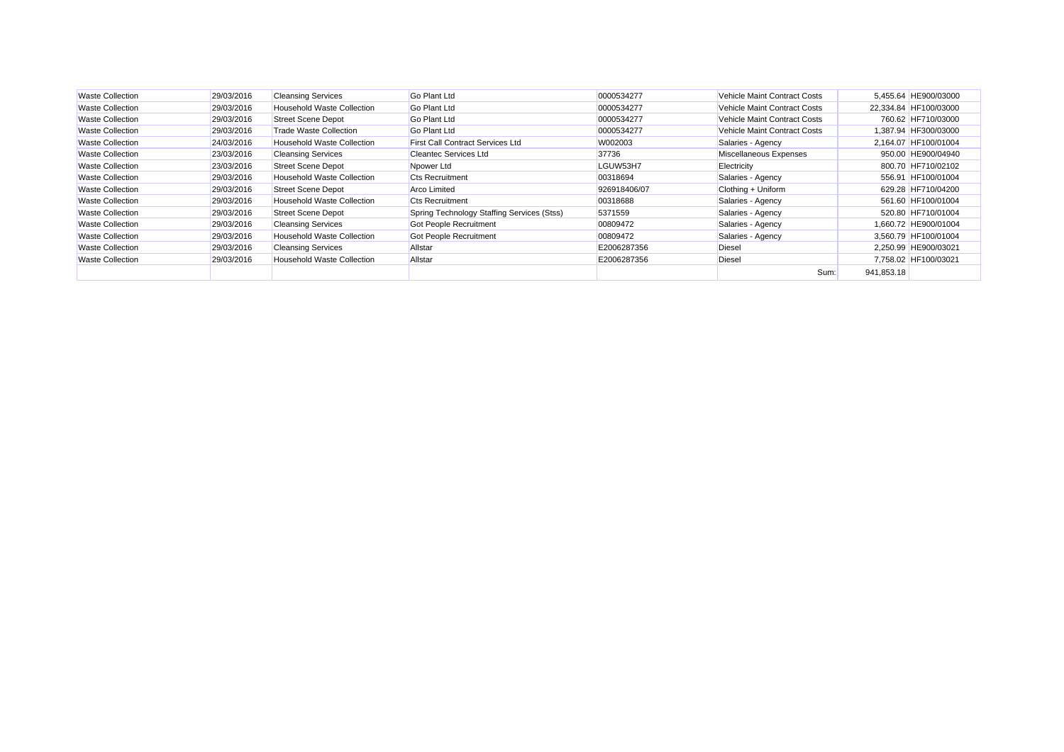| | | | | | | | |
|---|---|---|---|---|---|---|---|
| Waste Collection | 29/03/2016 | Cleansing Services | Go Plant Ltd | 0000534277 | Vehicle Maint Contract Costs | 5,455.64 | HE900/03000 |
| Waste Collection | 29/03/2016 | Household Waste Collection | Go Plant Ltd | 0000534277 | Vehicle Maint Contract Costs | 22,334.84 | HF100/03000 |
| Waste Collection | 29/03/2016 | Street Scene Depot | Go Plant Ltd | 0000534277 | Vehicle Maint Contract Costs | 760.62 | HF710/03000 |
| Waste Collection | 29/03/2016 | Trade Waste Collection | Go Plant Ltd | 0000534277 | Vehicle Maint Contract Costs | 1,387.94 | HF300/03000 |
| Waste Collection | 24/03/2016 | Household Waste Collection | First Call Contract Services Ltd | W002003 | Salaries - Agency | 2,164.07 | HF100/01004 |
| Waste Collection | 23/03/2016 | Cleansing Services | Cleantec Services Ltd | 37736 | Miscellaneous Expenses | 950.00 | HE900/04940 |
| Waste Collection | 23/03/2016 | Street Scene Depot | Npower Ltd | LGUW53H7 | Electricity | 800.70 | HF710/02102 |
| Waste Collection | 29/03/2016 | Household Waste Collection | Cts Recruitment | 00318694 | Salaries - Agency | 556.91 | HF100/01004 |
| Waste Collection | 29/03/2016 | Street Scene Depot | Arco Limited | 926918406/07 | Clothing + Uniform | 629.28 | HF710/04200 |
| Waste Collection | 29/03/2016 | Household Waste Collection | Cts Recruitment | 00318688 | Salaries - Agency | 561.60 | HF100/01004 |
| Waste Collection | 29/03/2016 | Street Scene Depot | Spring Technology Staffing Services (Stss) | 5371559 | Salaries - Agency | 520.80 | HF710/01004 |
| Waste Collection | 29/03/2016 | Cleansing Services | Got People Recruitment | 00809472 | Salaries - Agency | 1,660.72 | HE900/01004 |
| Waste Collection | 29/03/2016 | Household Waste Collection | Got People Recruitment | 00809472 | Salaries - Agency | 3,560.79 | HF100/01004 |
| Waste Collection | 29/03/2016 | Cleansing Services | Allstar | E2006287356 | Diesel | 2,250.99 | HE900/03021 |
| Waste Collection | 29/03/2016 | Household Waste Collection | Allstar | E2006287356 | Diesel | 7,758.02 | HF100/03021 |
| | | | | | Sum: | 941,853.18 | |